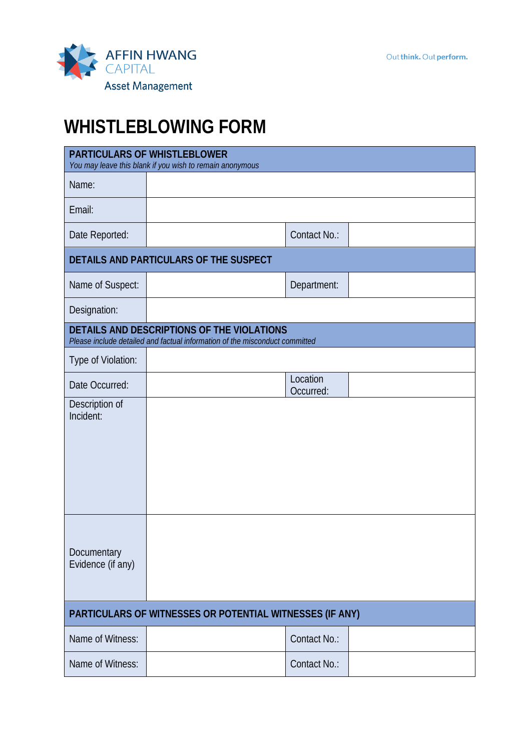AFFIN HWANG CAPITAL
Asset Management

Out **think.** Out **perform.**

# WHISTLEBLOWING FORM

| **PARTICULARS OF WHISTLEBLOWER** *You may leave this blank if you wish to remain anonymous* | | | |
|---|---|---|---|
| Name: | | | |
| Email: | | | |
| Date Reported: | | Contact No.: | |
| **DETAILS AND PARTICULARS OF THE SUSPECT** | | | |
| Name of Suspect: | | Department: | |
| Designation: | | | |
| **DETAILS AND DESCRIPTIONS OF THE VIOLATIONS** *Please include detailed and factual information of the misconduct committed* | | | |
| Type of Violation: | | | |
| Date Occurred: | | Location Occurred: | |
| Description of Incident: | | | |
| Documentary Evidence (if any) | | | |
| **PARTICULARS OF WITNESSES OR POTENTIAL WITNESSES (IF ANY)** | | | |
| Name of Witness: | | Contact No.: | |
| Name of Witness: | | Contact No.: | |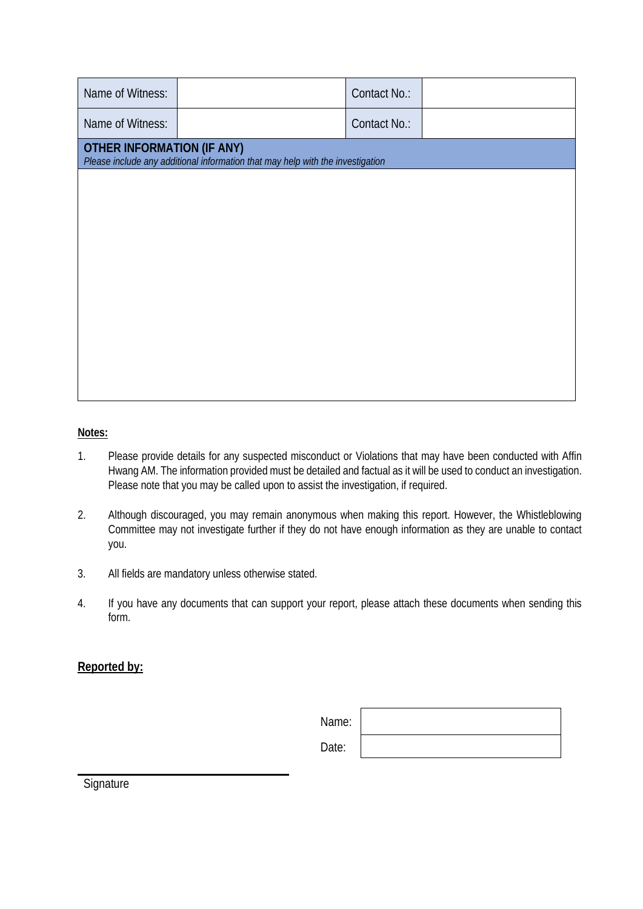| | | | |
|---|---|---|---|
| Name of Witness: | | Contact No.: | |
| Name of Witness: | | Contact No.: | |

| **OTHER INFORMATION (IF ANY)**<br>*Please include any additional information that may help with the investigation* |
|---|
| |

**Notes:**

1. Please provide details for any suspected misconduct or Violations that may have been conducted with Affin Hwang AM. The information provided must be detailed and factual as it will be used to conduct an investigation. Please note that you may be called upon to assist the investigation, if required.

2. Although discouraged, you may remain anonymous when making this report. However, the Whistleblowing Committee may not investigate further if they do not have enough information as they are unable to contact you.

3. All fields are mandatory unless otherwise stated.

4. If you have any documents that can support your report, please attach these documents when sending this form.

**Reported by:**

| | |
|---|---|
| Name: | |
| Date: | |

Signature